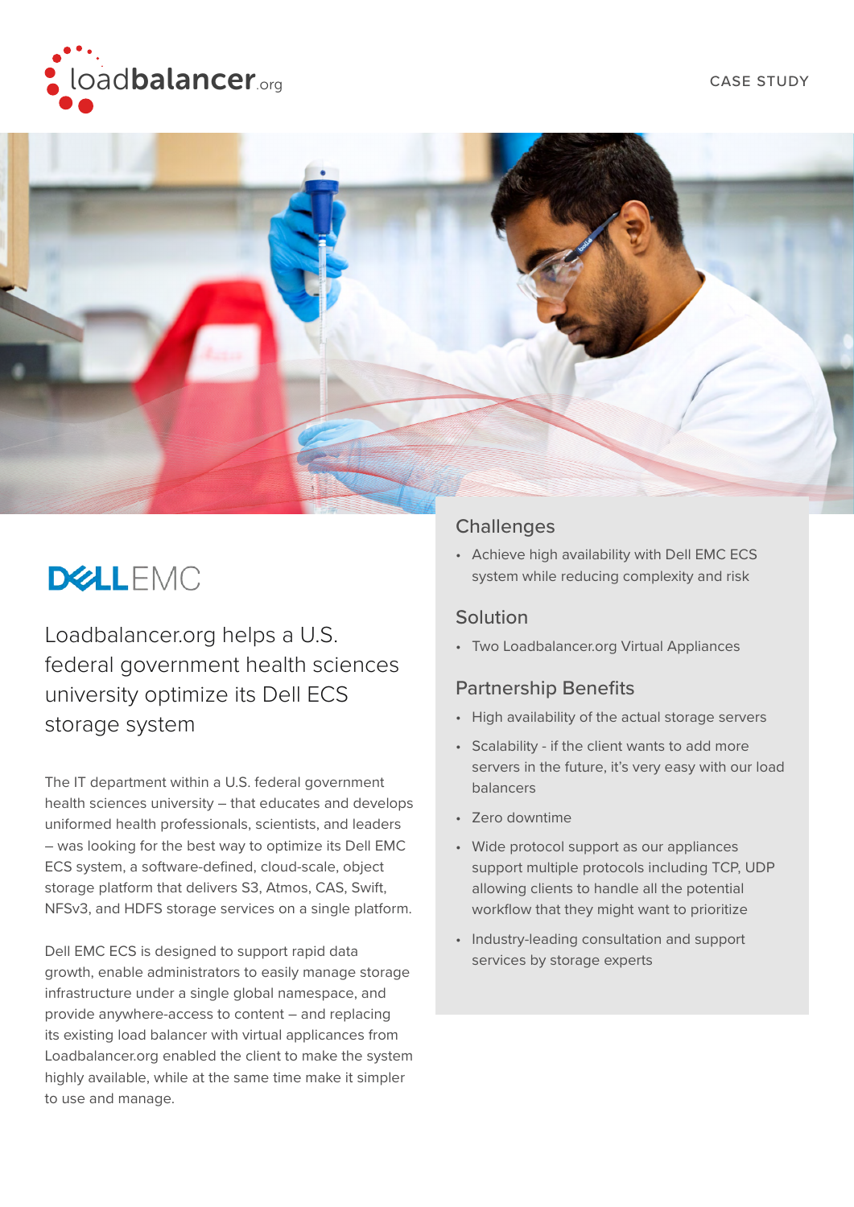CASE STUDY

DELL EMC

# Loadbalancer.org helps a U.S. federal government health sciences university optimize its Dell ECS storage system

The IT department within a U.S. federal government health sciences university – that educates and develops uniformed health professionals, scientists, and leaders – was looking for the best way to optimize its Dell EMC ECS system, a software-defined, cloud-scale, object storage platform that delivers S3, Atmos, CAS, Swift, NFSv3, and HDFS storage services on a single platform.

Dell EMC ECS is designed to support rapid data growth, enable administrators to easily manage storage infrastructure under a single global namespace, and provide anywhere-access to content – and replacing its existing load balancer with virtual applicances from Loadbalancer.org enabled the client to make the system highly available, while at the same time make it simpler to use and manage.

## Challenges

- Achieve high availability with Dell EMC ECS system while reducing complexity and risk

## Solution

- Two Loadbalancer.org Virtual Appliances

## Partnership Benefits

- High availability of the actual storage servers
- Scalability - if the client wants to add more servers in the future, it's very easy with our load balancers
- Zero downtime
- Wide protocol support as our appliances support multiple protocols including TCP, UDP allowing clients to handle all the potential workflow that they might want to prioritize
- Industry-leading consultation and support services by storage experts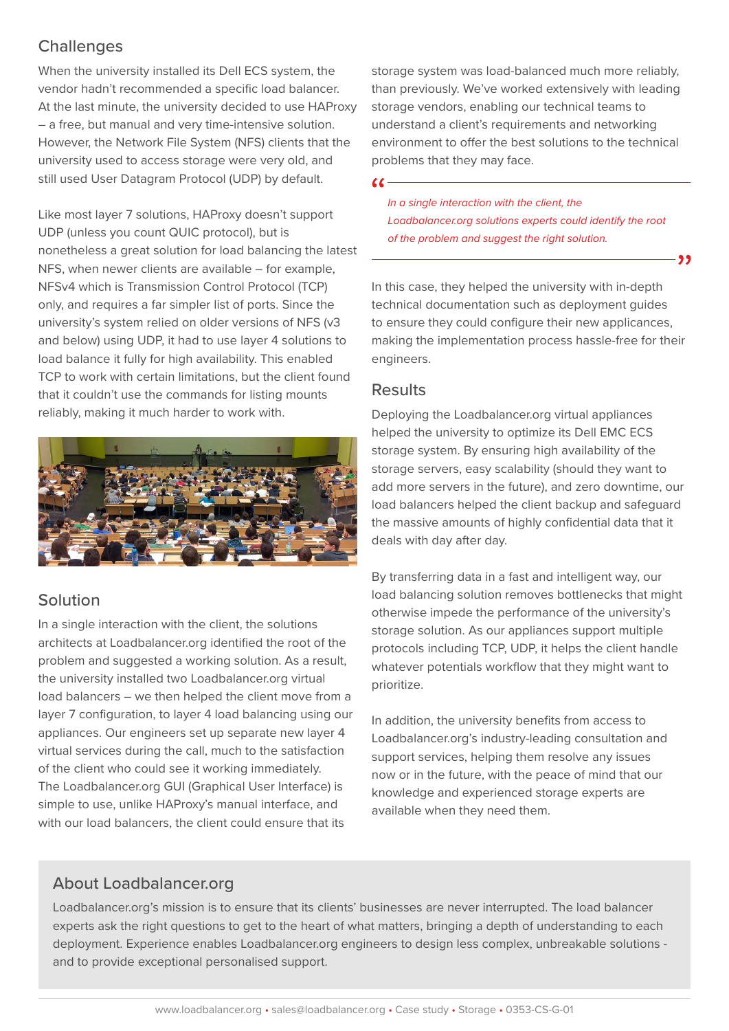## Challenges

When the university installed its Dell ECS system, the vendor hadn't recommended a specific load balancer. At the last minute, the university decided to use HAProxy – a free, but manual and very time-intensive solution. However, the Network File System (NFS) clients that the university used to access storage were very old, and still used User Datagram Protocol (UDP) by default.

Like most layer 7 solutions, HAProxy doesn't support UDP (unless you count QUIC protocol), but is nonetheless a great solution for load balancing the latest NFS, when newer clients are available – for example, NFSv4 which is Transmission Control Protocol (TCP) only, and requires a far simpler list of ports. Since the university's system relied on older versions of NFS (v3 and below) using UDP, it had to use layer 4 solutions to load balance it fully for high availability. This enabled TCP to work with certain limitations, but the client found that it couldn't use the commands for listing mounts reliably, making it much harder to work with.

## Solution

In a single interaction with the client, the solutions architects at Loadbalancer.org identified the root of the problem and suggested a working solution. As a result, the university installed two Loadbalancer.org virtual load balancers – we then helped the client move from a layer 7 configuration, to layer 4 load balancing using our appliances. Our engineers set up separate new layer 4 virtual services during the call, much to the satisfaction of the client who could see it working immediately. The Loadbalancer.org GUI (Graphical User Interface) is simple to use, unlike HAProxy's manual interface, and with our load balancers, the client could ensure that its storage system was load-balanced much more reliably, than previously. We've worked extensively with leading storage vendors, enabling our technical teams to understand a client's requirements and networking environment to offer the best solutions to the technical problems that they may face.

> *In a single interaction with the client, the Loadbalancer.org solutions experts could identify the root of the problem and suggest the right solution.*

In this case, they helped the university with in-depth technical documentation such as deployment guides to ensure they could configure their new applicances, making the implementation process hassle-free for their engineers.

## Results

Deploying the Loadbalancer.org virtual appliances helped the university to optimize its Dell EMC ECS storage system. By ensuring high availability of the storage servers, easy scalability (should they want to add more servers in the future), and zero downtime, our load balancers helped the client backup and safeguard the massive amounts of highly confidential data that it deals with day after day.

By transferring data in a fast and intelligent way, our load balancing solution removes bottlenecks that might otherwise impede the performance of the university's storage solution. As our appliances support multiple protocols including TCP, UDP, it helps the client handle whatever potentials workflow that they might want to prioritize.

In addition, the university benefits from access to Loadbalancer.org's industry-leading consultation and support services, helping them resolve any issues now or in the future, with the peace of mind that our knowledge and experienced storage experts are available when they need them.

## About Loadbalancer.org

Loadbalancer.org's mission is to ensure that its clients' businesses are never interrupted. The load balancer experts ask the right questions to get to the heart of what matters, bringing a depth of understanding to each deployment. Experience enables Loadbalancer.org engineers to design less complex, unbreakable solutions - and to provide exceptional personalised support.

www.loadbalancer.org • sales@loadbalancer.org • Case study • Storage • 0353-CS-G-01